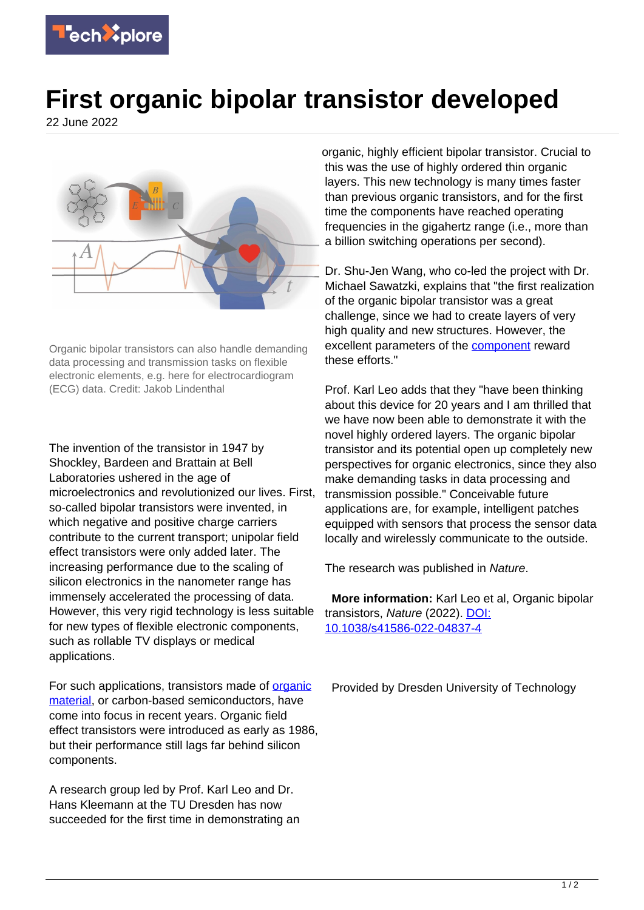# First organic bipolar transistor developed

22 June 2022

Organic bipolar transistors can also handle demanding data processing and transmission tasks on flexible electronic elements, e.g. here for electrocardiogram (ECG) data. Credit: Jakob Lindenthal

The invention of the transistor in 1947 by Shockley, Bardeen and Brattain at Bell Laboratories ushered in the age of microelectronics and revolutionized our lives. First, so-called bipolar transistors were invented, in which negative and positive charge carriers contribute to the current transport; unipolar field effect transistors were only added later. The increasing performance due to the scaling of silicon electronics in the nanometer range has immensely accelerated the processing of data. However, this very rigid technology is less suitable for new types of flexible electronic components, such as rollable TV displays or medical applications.

For such applications, transistors made of organic material, or carbon-based semiconductors, have come into focus in recent years. Organic field effect transistors were introduced as early as 1986, but their performance still lags far behind silicon components.

A research group led by Prof. Karl Leo and Dr. Hans Kleemann at the TU Dresden has now succeeded for the first time in demonstrating an organic, highly efficient bipolar transistor. Crucial to this was the use of highly ordered thin organic layers. This new technology is many times faster than previous organic transistors, and for the first time the components have reached operating frequencies in the gigahertz range (i.e., more than a billion switching operations per second).

Dr. Shu-Jen Wang, who co-led the project with Dr. Michael Sawatzki, explains that "the first realization of the organic bipolar transistor was a great challenge, since we had to create layers of very high quality and new structures. However, the excellent parameters of the component reward these efforts."

Prof. Karl Leo adds that they "have been thinking about this device for 20 years and I am thrilled that we have now been able to demonstrate it with the novel highly ordered layers. The organic bipolar transistor and its potential open up completely new perspectives for organic electronics, since they also make demanding tasks in data processing and transmission possible." Conceivable future applications are, for example, intelligent patches equipped with sensors that process the sensor data locally and wirelessly communicate to the outside.

The research was published in *Nature*.

**More information:** Karl Leo et al, Organic bipolar transistors, *Nature* (2022). DOI: 10.1038/s41586-022-04837-4

Provided by Dresden University of Technology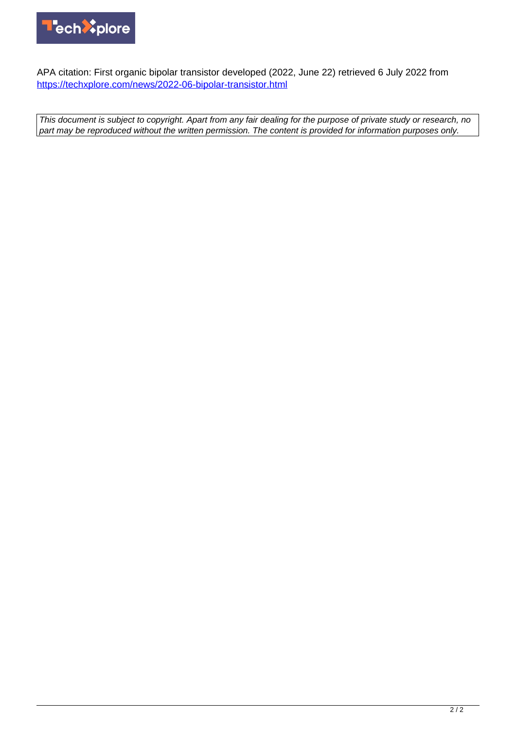APA citation: First organic bipolar transistor developed (2022, June 22) retrieved 6 July 2022 from https://techxplore.com/news/2022-06-bipolar-transistor.html

*This document is subject to copyright. Apart from any fair dealing for the purpose of private study or research, no part may be reproduced without the written permission. The content is provided for information purposes only.*